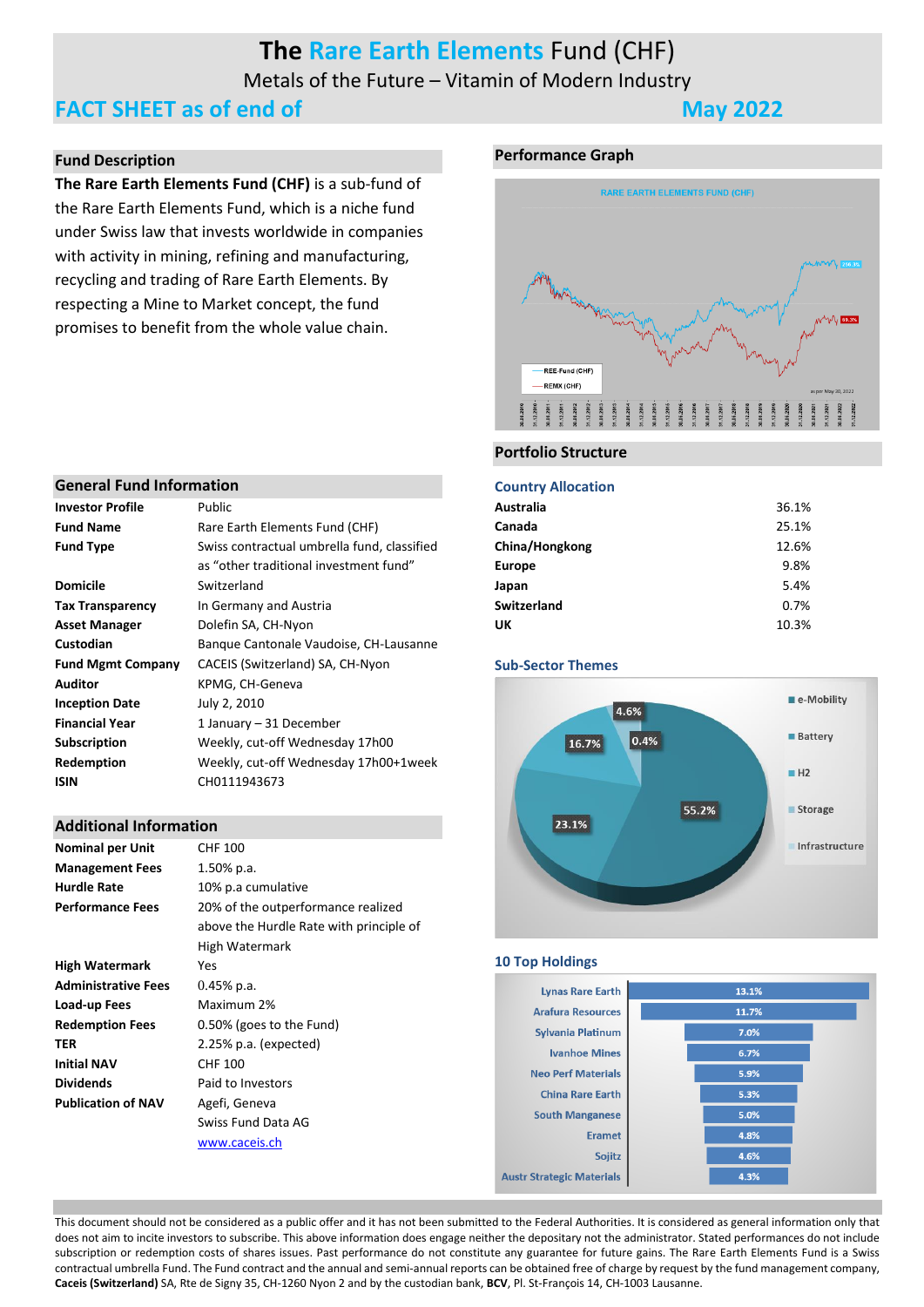# The Rare Earth Elements Fund (CHF)

Metals of the Future – Vitamin of Modern Industry

## FACT SHEET as of end of May 2022

### Fund Description

**The Rare Earth Elements Fund (CHF)** is a sub-fund of the Rare Earth Elements Fund, which is a niche fund under Swiss law that invests worldwide in companies with activity in mining, refining and manufacturing, recycling and trading of Rare Earth Elements. By respecting a Mine to Market concept, the fund promises to benefit from the whole value chain.

### Performance Graph

RARE EARTH ELEMENTS FUND (CHF)

REE-Fund (CHF): 210.3%
REMX (CHF): 53.3%

as per May 20, 2022

### General Fund Information

| | |
|---|---|
| **Investor Profile** | Public |
| **Fund Name** | Rare Earth Elements Fund (CHF) |
| **Fund Type** | Swiss contractual umbrella fund, classified as "other traditional investment fund" |
| **Domicile** | Switzerland |
| **Tax Transparency** | In Germany and Austria |
| **Asset Manager** | Dolefin SA, CH-Nyon |
| **Custodian** | Banque Cantonale Vaudoise, CH-Lausanne |
| **Fund Mgmt Company** | CACEIS (Switzerland) SA, CH-Nyon |
| **Auditor** | KPMG, CH-Geneva |
| **Inception Date** | July 2, 2010 |
| **Financial Year** | 1 January – 31 December |
| **Subscription** | Weekly, cut-off Wednesday 17h00 |
| **Redemption** | Weekly, cut-off Wednesday 17h00+1week |
| **ISIN** | CH0111943673 |

### Additional Information

| | |
|---|---|
| **Nominal per Unit** | CHF 100 |
| **Management Fees** | 1.50% p.a. |
| **Hurdle Rate** | 10% p.a cumulative |
| **Performance Fees** | 20% of the outperformance realized above the Hurdle Rate with principle of High Watermark |
| **High Watermark** | Yes |
| **Administrative Fees** | 0.45% p.a. |
| **Load-up Fees** | Maximum 2% |
| **Redemption Fees** | 0.50% (goes to the Fund) |
| **TER** | 2.25% p.a. (expected) |
| **Initial NAV** | CHF 100 |
| **Dividends** | Paid to Investors |
| **Publication of NAV** | Agefi, Geneva<br>Swiss Fund Data AG<br>www.caceis.ch |

### Portfolio Structure

#### Country Allocation

| | |
|---|---|
| **Australia** | 36.1% |
| **Canada** | 25.1% |
| **China/Hongkong** | 12.6% |
| **Europe** | 9.8% |
| **Japan** | 5.4% |
| **Switzerland** | 0.7% |
| **UK** | 10.3% |

#### Sub-Sector Themes

| Theme | % |
|---|---|
| e-Mobility | 55.2% |
| Battery | 23.1% |
| H2 | 16.7% |
| Storage | 4.6% |
| Infrastructure | 0.4% |

#### 10 Top Holdings

| Holding | % |
|---|---|
| Lynas Rare Earth | 13.1% |
| Arafura Resources | 11.7% |
| Sylvania Platinum | 7.0% |
| Ivanhoe Mines | 6.7% |
| Neo Perf Materials | 5.9% |
| China Rare Earth | 5.3% |
| South Manganese | 5.0% |
| Eramet | 4.8% |
| Sojitz | 4.6% |
| Austr Strategic Materials | 4.3% |

This document should not be considered as a public offer and it has not been submitted to the Federal Authorities. It is considered as general information only that does not aim to incite investors to subscribe. This above information does engage neither the depositary not the administrator. Stated performances do not include subscription or redemption costs of shares issues. Past performance do not constitute any guarantee for future gains. The Rare Earth Elements Fund is a Swiss contractual umbrella Fund. The Fund contract and the annual and semi-annual reports can be obtained free of charge by request by the fund management company, **Caceis (Switzerland)** SA, Rte de Signy 35, CH-1260 Nyon 2 and by the custodian bank, **BCV**, Pl. St-François 14, CH-1003 Lausanne.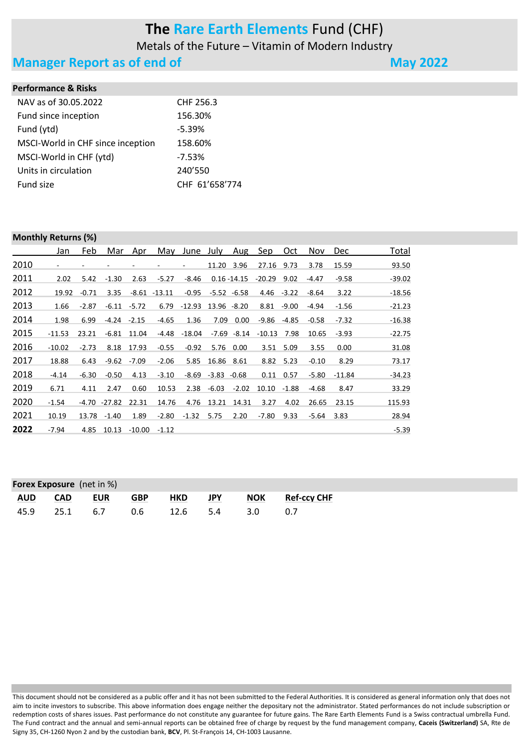# The Rare Earth Elements Fund (CHF)

Metals of the Future – Vitamin of Modern Industry

## Manager Report as of end of May 2022

### Performance & Risks

| | |
|---|---|
| NAV as of 30.05.2022 | CHF 256.3 |
| Fund since inception | 156.30% |
| Fund (ytd) | -5.39% |
| MSCI-World in CHF since inception | 158.60% |
| MSCI-World in CHF (ytd) | -7.53% |
| Units in circulation | 240’550 |
| Fund size | CHF 61’658’774 |

### Monthly Returns (%)

| | Jan | Feb | Mar | Apr | May | June | July | Aug | Sep | Oct | Nov | Dec | Total |
|---|---|---|---|---|---|---|---|---|---|---|---|---|---|
| 2010 | - | - | - | - | - | - | 11.20 | 3.96 | 27.16 | 9.73 | 3.78 | 15.59 | 93.50 |
| 2011 | 2.02 | 5.42 | -1.30 | 2.63 | -5.27 | -8.46 | 0.16 | -14.15 | -20.29 | 9.02 | -4.47 | -9.58 | -39.02 |
| 2012 | 19.92 | -0.71 | 3.35 | -8.61 | -13.11 | -0.95 | -5.52 | -6.58 | 4.46 | -3.22 | -8.64 | 3.22 | -18.56 |
| 2013 | 1.66 | -2.87 | -6.11 | -5.72 | 6.79 | -12.93 | 13.96 | -8.20 | 8.81 | -9.00 | -4.94 | -1.56 | -21.23 |
| 2014 | 1.98 | 6.99 | -4.24 | -2.15 | -4.65 | 1.36 | 7.09 | 0.00 | -9.86 | -4.85 | -0.58 | -7.32 | -16.38 |
| 2015 | -11.53 | 23.21 | -6.81 | 11.04 | -4.48 | -18.04 | -7.69 | -8.14 | -10.13 | 7.98 | 10.65 | -3.93 | -22.75 |
| 2016 | -10.02 | -2.73 | 8.18 | 17.93 | -0.55 | -0.92 | 5.76 | 0.00 | 3.51 | 5.09 | 3.55 | 0.00 | 31.08 |
| 2017 | 18.88 | 6.43 | -9.62 | -7.09 | -2.06 | 5.85 | 16.86 | 8.61 | 8.82 | 5.23 | -0.10 | 8.29 | 73.17 |
| 2018 | -4.14 | -6.30 | -0.50 | 4.13 | -3.10 | -8.69 | -3.83 | -0.68 | 0.11 | 0.57 | -5.80 | -11.84 | -34.23 |
| 2019 | 6.71 | 4.11 | 2.47 | 0.60 | 10.53 | 2.38 | -6.03 | -2.02 | 10.10 | -1.88 | -4.68 | 8.47 | 33.29 |
| 2020 | -1.54 | -4.70 | -27.82 | 22.31 | 14.76 | 4.76 | 13.21 | 14.31 | 3.27 | 4.02 | 26.65 | 23.15 | 115.93 |
| 2021 | 10.19 | 13.78 | -1.40 | 1.89 | -2.80 | -1.32 | 5.75 | 2.20 | -7.80 | 9.33 | -5.64 | 3.83 | 28.94 |
| **2022** | -7.94 | 4.85 | 10.13 | -10.00 | -1.12 | | | | | | | | -5.39 |

### Forex Exposure (net in %)

| AUD | CAD | EUR | GBP | HKD | JPY | NOK | Ref-ccy CHF |
|---|---|---|---|---|---|---|---|
| 45.9 | 25.1 | 6.7 | 0.6 | 12.6 | 5.4 | 3.0 | 0.7 |

This document should not be considered as a public offer and it has not been submitted to the Federal Authorities. It is considered as general information only that does not aim to incite investors to subscribe. This above information does engage neither the depositary not the administrator. Stated performances do not include subscription or redemption costs of shares issues. Past performance do not constitute any guarantee for future gains. The Rare Earth Elements Fund is a Swiss contractual umbrella Fund. The Fund contract and the annual and semi-annual reports can be obtained free of charge by request by the fund management company, **Caceis (Switzerland)** SA, Rte de Signy 35, CH-1260 Nyon 2 and by the custodian bank, **BCV**, Pl. St-François 14, CH-1003 Lausanne.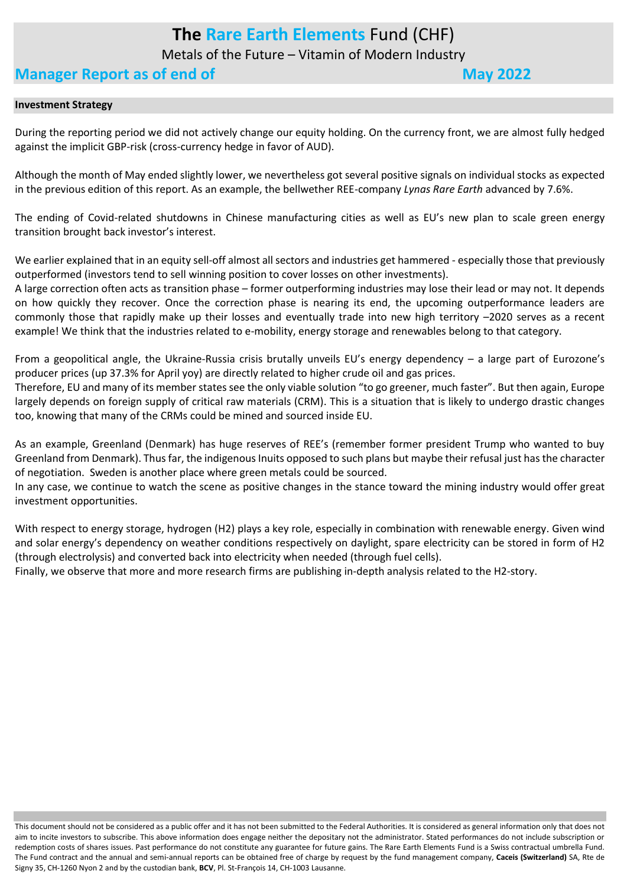# The Rare Earth Elements Fund (CHF)

Metals of the Future – Vitamin of Modern Industry

## Manager Report as of end of May 2022

### Investment Strategy

During the reporting period we did not actively change our equity holding. On the currency front, we are almost fully hedged against the implicit GBP-risk (cross-currency hedge in favor of AUD).

Although the month of May ended slightly lower, we nevertheless got several positive signals on individual stocks as expected in the previous edition of this report. As an example, the bellwether REE-company *Lynas Rare Earth* advanced by 7.6%.

The ending of Covid-related shutdowns in Chinese manufacturing cities as well as EU's new plan to scale green energy transition brought back investor's interest.

We earlier explained that in an equity sell-off almost all sectors and industries get hammered - especially those that previously outperformed (investors tend to sell winning position to cover losses on other investments).
A large correction often acts as transition phase – former outperforming industries may lose their lead or may not. It depends on how quickly they recover. Once the correction phase is nearing its end, the upcoming outperformance leaders are commonly those that rapidly make up their losses and eventually trade into new high territory –2020 serves as a recent example! We think that the industries related to e-mobility, energy storage and renewables belong to that category.

From a geopolitical angle, the Ukraine-Russia crisis brutally unveils EU's energy dependency – a large part of Eurozone's producer prices (up 37.3% for April yoy) are directly related to higher crude oil and gas prices.
Therefore, EU and many of its member states see the only viable solution "to go greener, much faster". But then again, Europe largely depends on foreign supply of critical raw materials (CRM). This is a situation that is likely to undergo drastic changes too, knowing that many of the CRMs could be mined and sourced inside EU.

As an example, Greenland (Denmark) has huge reserves of REE's (remember former president Trump who wanted to buy Greenland from Denmark). Thus far, the indigenous Inuits opposed to such plans but maybe their refusal just has the character of negotiation. Sweden is another place where green metals could be sourced.
In any case, we continue to watch the scene as positive changes in the stance toward the mining industry would offer great investment opportunities.

With respect to energy storage, hydrogen (H2) plays a key role, especially in combination with renewable energy. Given wind and solar energy's dependency on weather conditions respectively on daylight, spare electricity can be stored in form of H2 (through electrolysis) and converted back into electricity when needed (through fuel cells).
Finally, we observe that more and more research firms are publishing in-depth analysis related to the H2-story.

This document should not be considered as a public offer and it has not been submitted to the Federal Authorities. It is considered as general information only that does not aim to incite investors to subscribe. This above information does engage neither the depositary not the administrator. Stated performances do not include subscription or redemption costs of shares issues. Past performance do not constitute any guarantee for future gains. The Rare Earth Elements Fund is a Swiss contractual umbrella Fund. The Fund contract and the annual and semi-annual reports can be obtained free of charge by request by the fund management company, **Caceis (Switzerland)** SA, Rte de Signy 35, CH-1260 Nyon 2 and by the custodian bank, **BCV**, Pl. St-François 14, CH-1003 Lausanne.